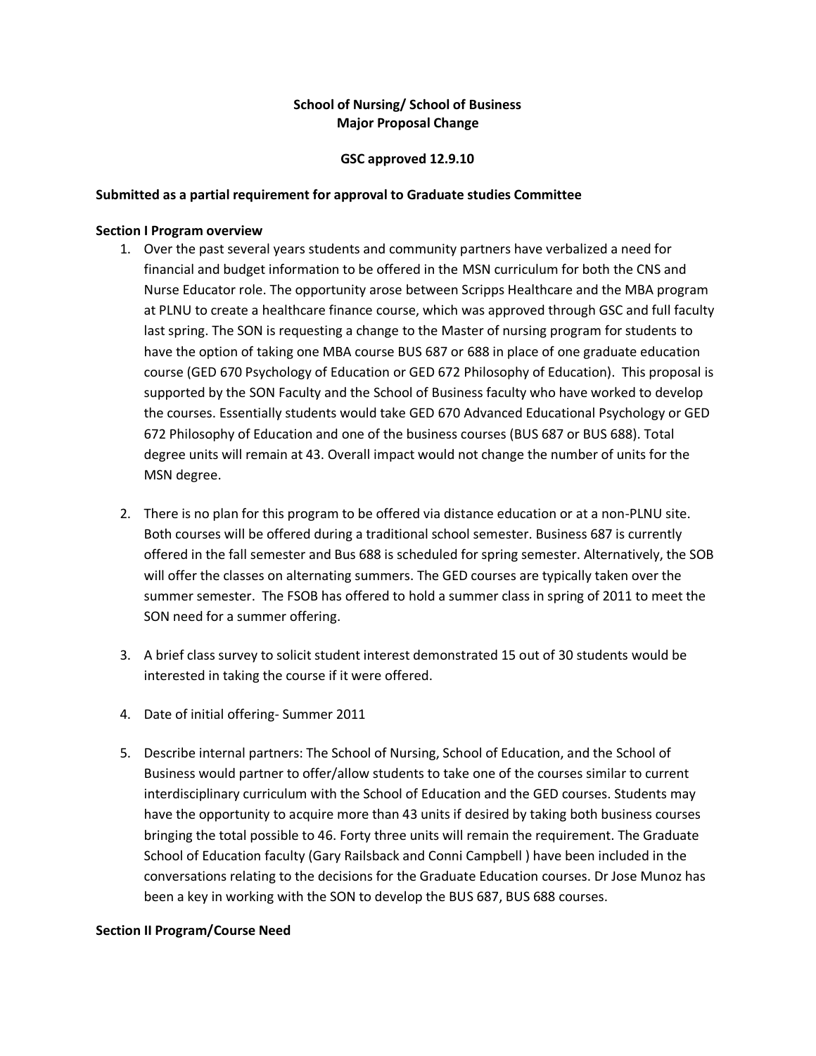**School of Nursing/ School of Business**
**Major Proposal Change**

**GSC approved 12.9.10**

**Submitted as a partial requirement for approval to Graduate studies Committee**

**Section I Program overview**

1. Over the past several years students and community partners have verbalized a need for financial and budget information to be offered in the MSN curriculum for both the CNS and Nurse Educator role. The opportunity arose between Scripps Healthcare and the MBA program at PLNU to create a healthcare finance course, which was approved through GSC and full faculty last spring. The SON is requesting a change to the Master of nursing program for students to have the option of taking one MBA course BUS 687 or 688 in place of one graduate education course (GED 670 Psychology of Education or GED 672 Philosophy of Education). This proposal is supported by the SON Faculty and the School of Business faculty who have worked to develop the courses. Essentially students would take GED 670 Advanced Educational Psychology or GED 672 Philosophy of Education and one of the business courses (BUS 687 or BUS 688). Total degree units will remain at 43. Overall impact would not change the number of units for the MSN degree.

2. There is no plan for this program to be offered via distance education or at a non-PLNU site. Both courses will be offered during a traditional school semester. Business 687 is currently offered in the fall semester and Bus 688 is scheduled for spring semester. Alternatively, the SOB will offer the classes on alternating summers. The GED courses are typically taken over the summer semester. The FSOB has offered to hold a summer class in spring of 2011 to meet the SON need for a summer offering.

3. A brief class survey to solicit student interest demonstrated 15 out of 30 students would be interested in taking the course if it were offered.

4. Date of initial offering- Summer 2011

5. Describe internal partners: The School of Nursing, School of Education, and the School of Business would partner to offer/allow students to take one of the courses similar to current interdisciplinary curriculum with the School of Education and the GED courses. Students may have the opportunity to acquire more than 43 units if desired by taking both business courses bringing the total possible to 46. Forty three units will remain the requirement. The Graduate School of Education faculty (Gary Railsback and Conni Campbell ) have been included in the conversations relating to the decisions for the Graduate Education courses. Dr Jose Munoz has been a key in working with the SON to develop the BUS 687, BUS 688 courses.

**Section II Program/Course Need**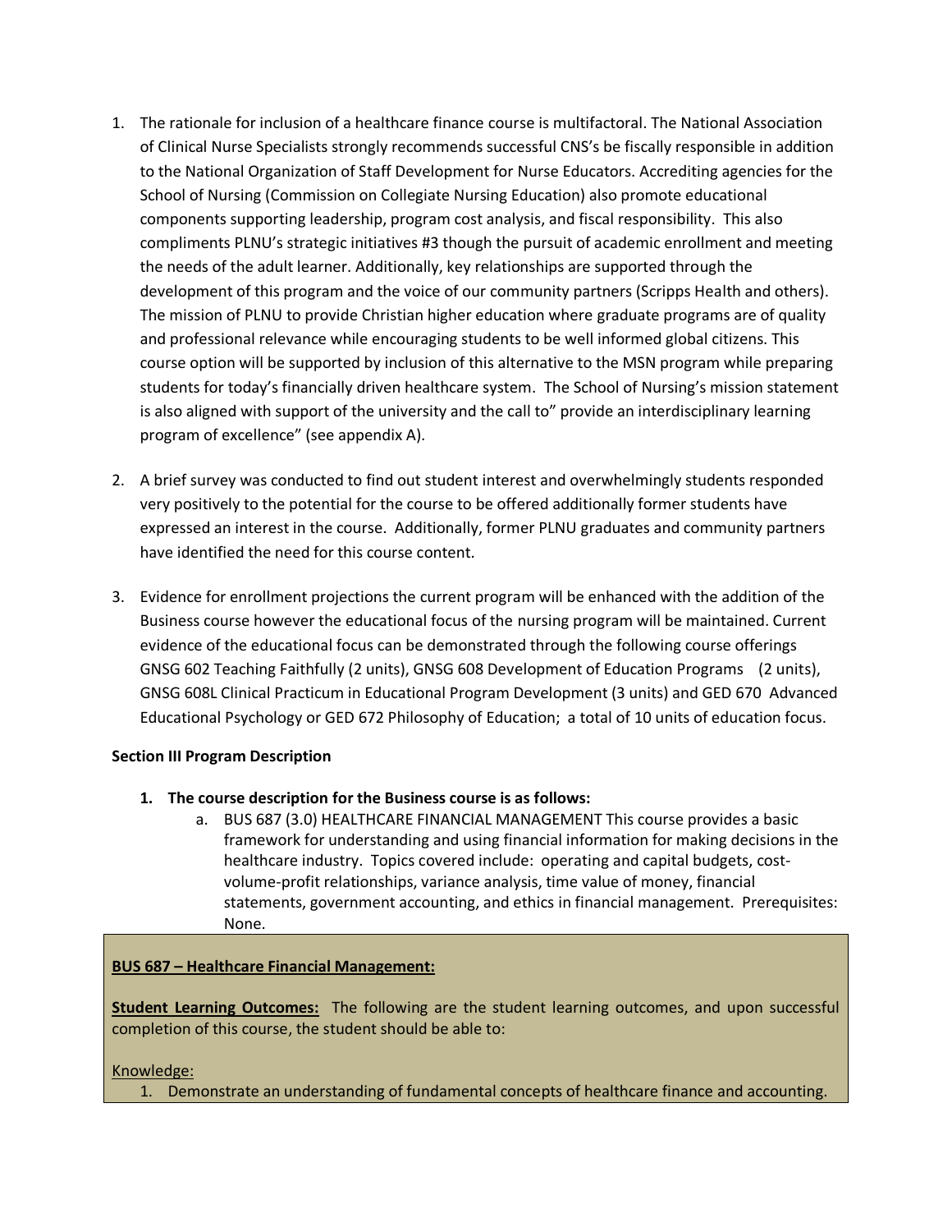1. The rationale for inclusion of a healthcare finance course is multifactoral. The National Association of Clinical Nurse Specialists strongly recommends successful CNS's be fiscally responsible in addition to the National Organization of Staff Development for Nurse Educators. Accrediting agencies for the School of Nursing (Commission on Collegiate Nursing Education) also promote educational components supporting leadership, program cost analysis, and fiscal responsibility. This also compliments PLNU's strategic initiatives #3 though the pursuit of academic enrollment and meeting the needs of the adult learner. Additionally, key relationships are supported through the development of this program and the voice of our community partners (Scripps Health and others). The mission of PLNU to provide Christian higher education where graduate programs are of quality and professional relevance while encouraging students to be well informed global citizens. This course option will be supported by inclusion of this alternative to the MSN program while preparing students for today's financially driven healthcare system. The School of Nursing's mission statement is also aligned with support of the university and the call to" provide an interdisciplinary learning program of excellence" (see appendix A).

2. A brief survey was conducted to find out student interest and overwhelmingly students responded very positively to the potential for the course to be offered additionally former students have expressed an interest in the course. Additionally, former PLNU graduates and community partners have identified the need for this course content.

3. Evidence for enrollment projections the current program will be enhanced with the addition of the Business course however the educational focus of the nursing program will be maintained. Current evidence of the educational focus can be demonstrated through the following course offerings GNSG 602 Teaching Faithfully (2 units), GNSG 608 Development of Education Programs (2 units), GNSG 608L Clinical Practicum in Educational Program Development (3 units) and GED 670 Advanced Educational Psychology or GED 672 Philosophy of Education; a total of 10 units of education focus.

**Section III Program Description**

1. **The course description for the Business course is as follows:**
   a. BUS 687 (3.0) HEALTHCARE FINANCIAL MANAGEMENT This course provides a basic framework for understanding and using financial information for making decisions in the healthcare industry. Topics covered include: operating and capital budgets, cost-volume-profit relationships, variance analysis, time value of money, financial statements, government accounting, and ethics in financial management. Prerequisites: None.

**BUS 687 – Healthcare Financial Management:**

**Student Learning Outcomes:** The following are the student learning outcomes, and upon successful completion of this course, the student should be able to:

Knowledge:

1. Demonstrate an understanding of fundamental concepts of healthcare finance and accounting.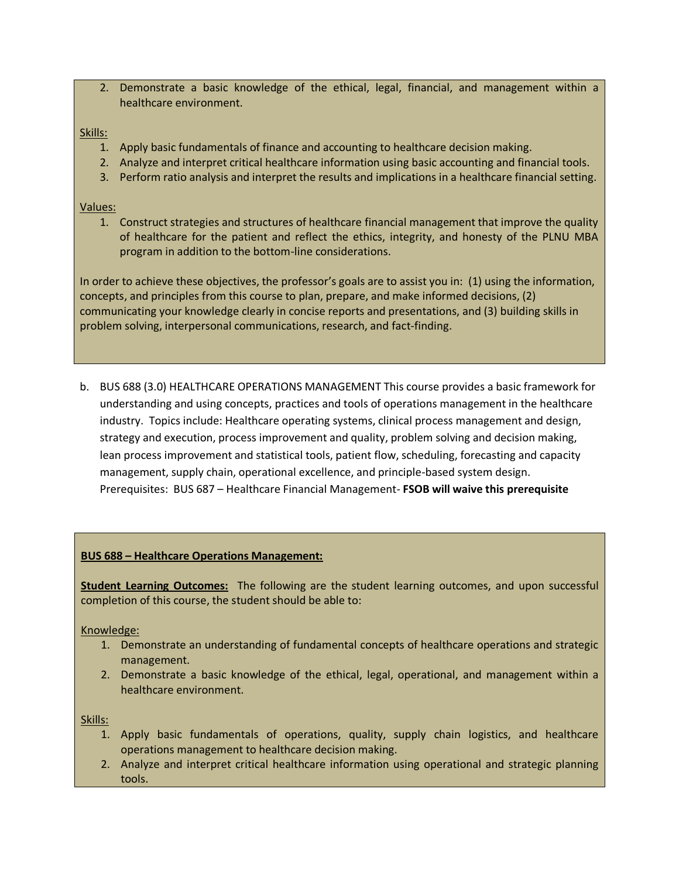2. Demonstrate a basic knowledge of the ethical, legal, financial, and management within a healthcare environment.

Skills:

1. Apply basic fundamentals of finance and accounting to healthcare decision making.
2. Analyze and interpret critical healthcare information using basic accounting and financial tools.
3. Perform ratio analysis and interpret the results and implications in a healthcare financial setting.

Values:

1. Construct strategies and structures of healthcare financial management that improve the quality of healthcare for the patient and reflect the ethics, integrity, and honesty of the PLNU MBA program in addition to the bottom-line considerations.

In order to achieve these objectives, the professor's goals are to assist you in: (1) using the information, concepts, and principles from this course to plan, prepare, and make informed decisions, (2) communicating your knowledge clearly in concise reports and presentations, and (3) building skills in problem solving, interpersonal communications, research, and fact-finding.

b. BUS 688 (3.0) HEALTHCARE OPERATIONS MANAGEMENT This course provides a basic framework for understanding and using concepts, practices and tools of operations management in the healthcare industry. Topics include: Healthcare operating systems, clinical process management and design, strategy and execution, process improvement and quality, problem solving and decision making, lean process improvement and statistical tools, patient flow, scheduling, forecasting and capacity management, supply chain, operational excellence, and principle-based system design. Prerequisites: BUS 687 – Healthcare Financial Management- **FSOB will waive this prerequisite**

**BUS 688 – Healthcare Operations Management:**

**Student Learning Outcomes:** The following are the student learning outcomes, and upon successful completion of this course, the student should be able to:

Knowledge:

1. Demonstrate an understanding of fundamental concepts of healthcare operations and strategic management.
2. Demonstrate a basic knowledge of the ethical, legal, operational, and management within a healthcare environment.

Skills:

1. Apply basic fundamentals of operations, quality, supply chain logistics, and healthcare operations management to healthcare decision making.
2. Analyze and interpret critical healthcare information using operational and strategic planning tools.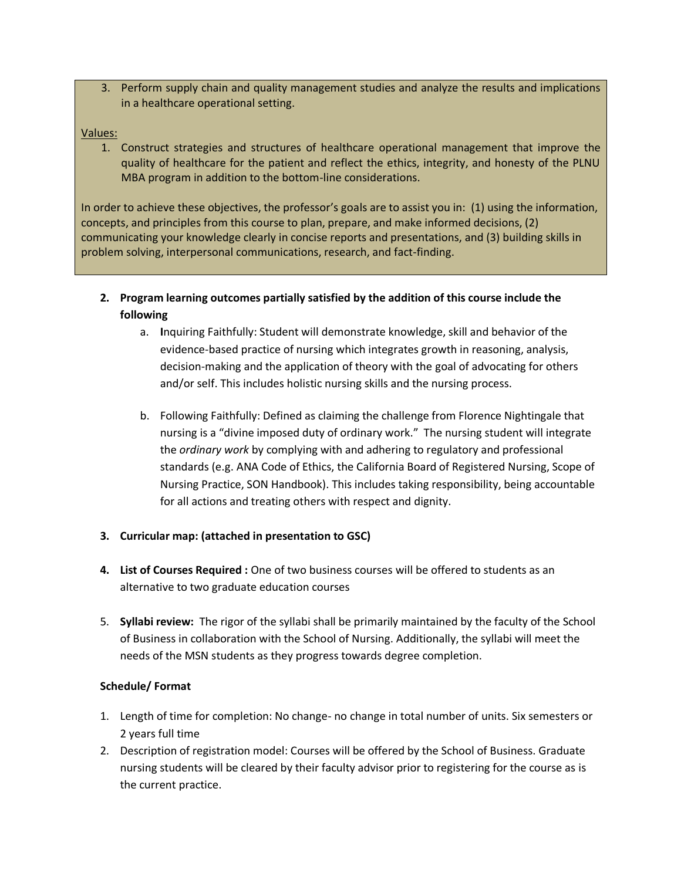3. Perform supply chain and quality management studies and analyze the results and implications in a healthcare operational setting.

Values:

1. Construct strategies and structures of healthcare operational management that improve the quality of healthcare for the patient and reflect the ethics, integrity, and honesty of the PLNU MBA program in addition to the bottom-line considerations.

In order to achieve these objectives, the professor's goals are to assist you in: (1) using the information, concepts, and principles from this course to plan, prepare, and make informed decisions, (2) communicating your knowledge clearly in concise reports and presentations, and (3) building skills in problem solving, interpersonal communications, research, and fact-finding.

2. **Program learning outcomes partially satisfied by the addition of this course include the following**
    a. **I**nquiring Faithfully: Student will demonstrate knowledge, skill and behavior of the evidence-based practice of nursing which integrates growth in reasoning, analysis, decision-making and the application of theory with the goal of advocating for others and/or self. This includes holistic nursing skills and the nursing process.

    b. Following Faithfully: Defined as claiming the challenge from Florence Nightingale that nursing is a "divine imposed duty of ordinary work." The nursing student will integrate the *ordinary work* by complying with and adhering to regulatory and professional standards (e.g. ANA Code of Ethics, the California Board of Registered Nursing, Scope of Nursing Practice, SON Handbook). This includes taking responsibility, being accountable for all actions and treating others with respect and dignity.

3. **Curricular map: (attached in presentation to GSC)**

4. **List of Courses Required :** One of two business courses will be offered to students as an alternative to two graduate education courses

5. **Syllabi review:** The rigor of the syllabi shall be primarily maintained by the faculty of the School of Business in collaboration with the School of Nursing. Additionally, the syllabi will meet the needs of the MSN students as they progress towards degree completion.

**Schedule/ Format**

1. Length of time for completion: No change- no change in total number of units. Six semesters or 2 years full time
2. Description of registration model: Courses will be offered by the School of Business. Graduate nursing students will be cleared by their faculty advisor prior to registering for the course as is the current practice.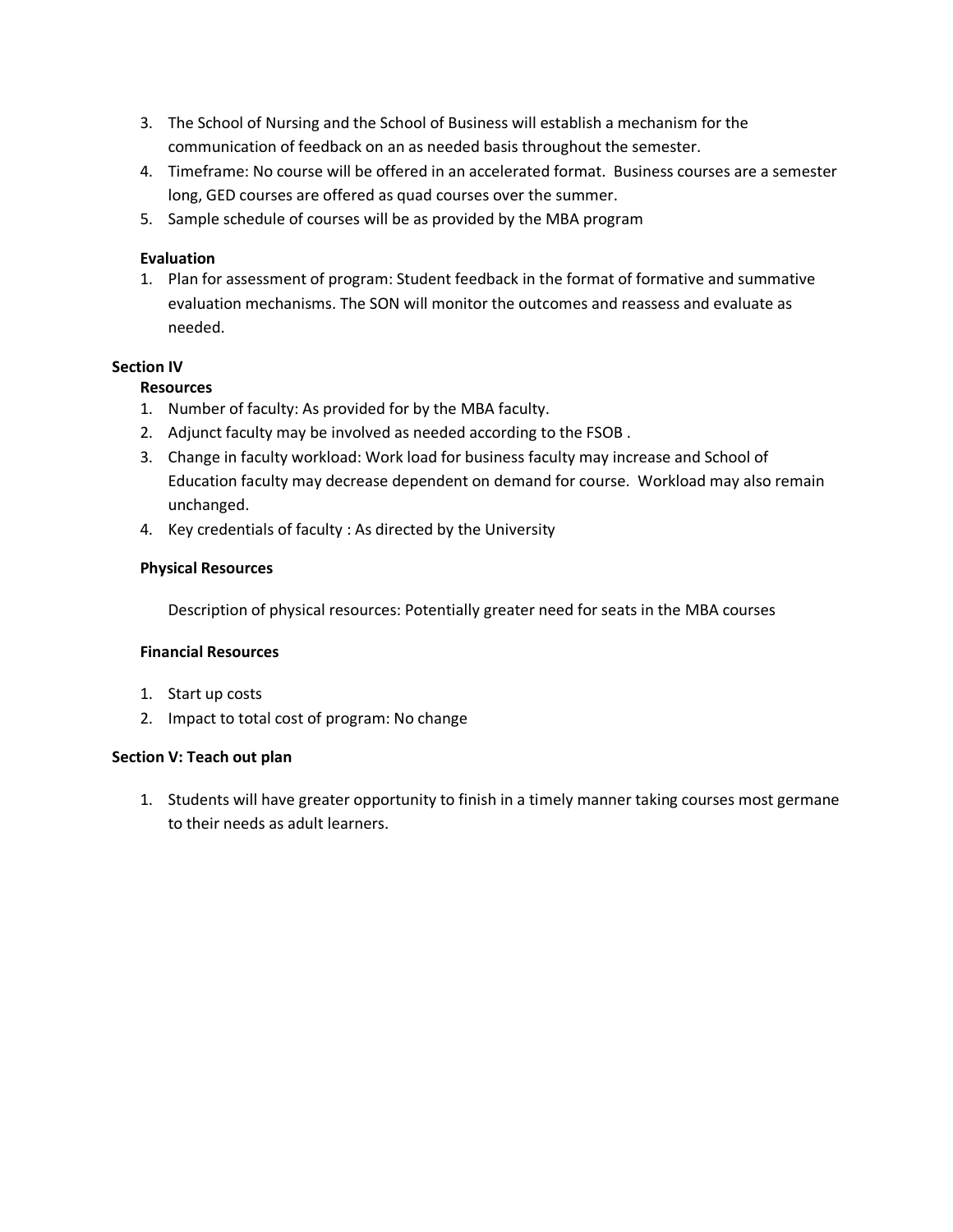3. The School of Nursing and the School of Business will establish a mechanism for the communication of feedback on an as needed basis throughout the semester.
4. Timeframe: No course will be offered in an accelerated format. Business courses are a semester long, GED courses are offered as quad courses over the summer.
5. Sample schedule of courses will be as provided by the MBA program

**Evaluation**

1. Plan for assessment of program: Student feedback in the format of formative and summative evaluation mechanisms. The SON will monitor the outcomes and reassess and evaluate as needed.

**Section IV**

**Resources**

1. Number of faculty: As provided for by the MBA faculty.
2. Adjunct faculty may be involved as needed according to the FSOB .
3. Change in faculty workload: Work load for business faculty may increase and School of Education faculty may decrease dependent on demand for course. Workload may also remain unchanged.
4. Key credentials of faculty : As directed by the University

**Physical Resources**

Description of physical resources: Potentially greater need for seats in the MBA courses

**Financial Resources**

1. Start up costs
2. Impact to total cost of program: No change

**Section V: Teach out plan**

1. Students will have greater opportunity to finish in a timely manner taking courses most germane to their needs as adult learners.